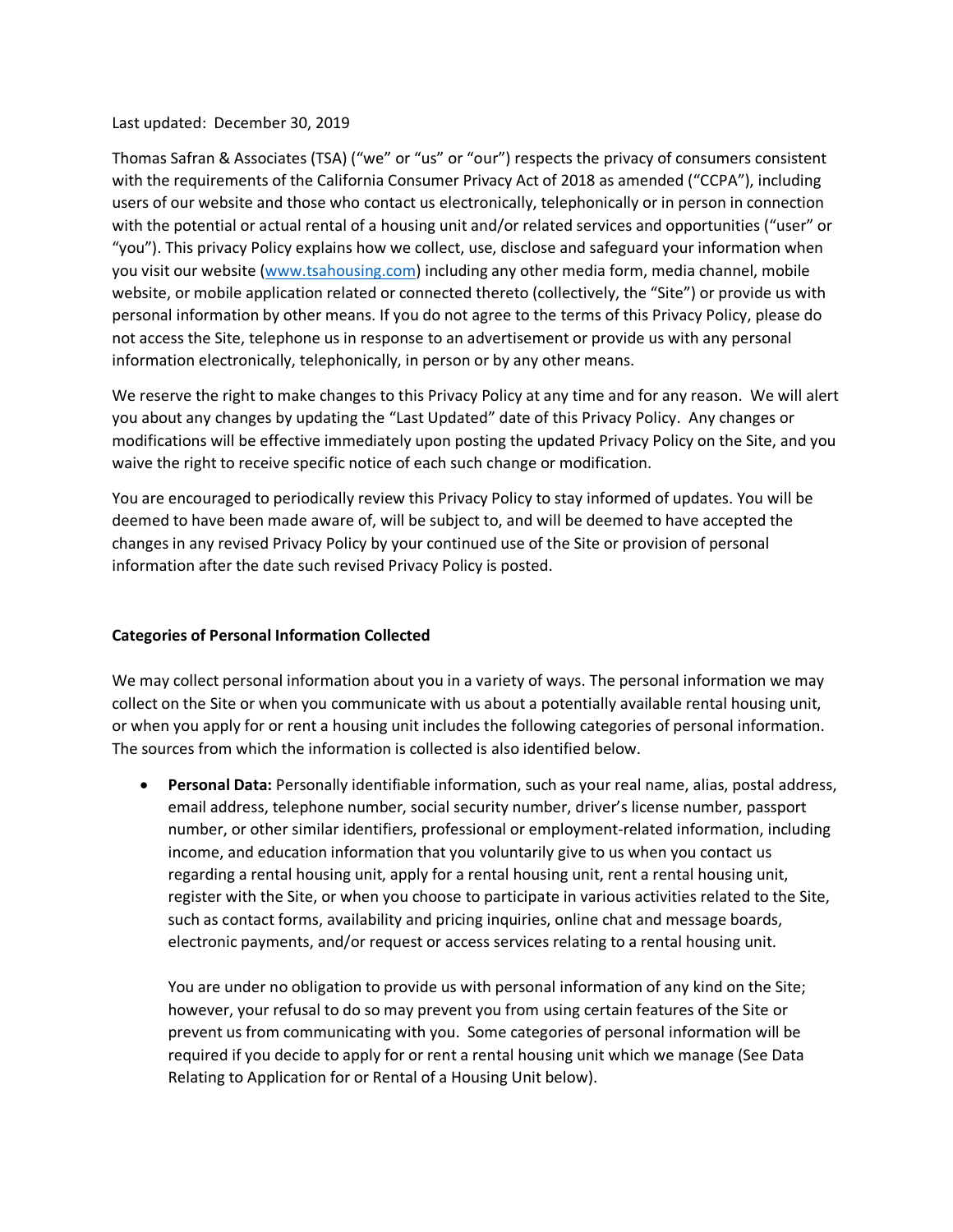Last updated: December 30, 2019

Thomas Safran & Associates (TSA) ("we" or "us" or "our") respects the privacy of consumers consistent with the requirements of the California Consumer Privacy Act of 2018 as amended ("CCPA"), including users of our website and those who contact us electronically, telephonically or in person in connection with the potential or actual rental of a housing unit and/or related services and opportunities ("user" or "you"). This privacy Policy explains how we collect, use, disclose and safeguard your information when you visit our website ([www.tsahousing.com](http://www.tsahousing.com)) including any other media form, media channel, mobile website, or mobile application related or connected thereto (collectively, the "Site") or provide us with personal information by other means. If you do not agree to the terms of this Privacy Policy, please do not access the Site, telephone us in response to an advertisement or provide us with any personal information electronically, telephonically, in person or by any other means.

We reserve the right to make changes to this Privacy Policy at any time and for any reason. We will alert you about any changes by updating the "Last Updated" date of this Privacy Policy. Any changes or modifications will be effective immediately upon posting the updated Privacy Policy on the Site, and you waive the right to receive specific notice of each such change or modification.

You are encouraged to periodically review this Privacy Policy to stay informed of updates. You will be deemed to have been made aware of, will be subject to, and will be deemed to have accepted the changes in any revised Privacy Policy by your continued use of the Site or provision of personal information after the date such revised Privacy Policy is posted.

**Categories of Personal Information Collected**

We may collect personal information about you in a variety of ways. The personal information we may collect on the Site or when you communicate with us about a potentially available rental housing unit, or when you apply for or rent a housing unit includes the following categories of personal information. The sources from which the information is collected is also identified below.

- **Personal Data:** Personally identifiable information, such as your real name, alias, postal address, email address, telephone number, social security number, driver's license number, passport number, or other similar identifiers, professional or employment-related information, including income, and education information that you voluntarily give to us when you contact us regarding a rental housing unit, apply for a rental housing unit, rent a rental housing unit, register with the Site, or when you choose to participate in various activities related to the Site, such as contact forms, availability and pricing inquiries, online chat and message boards, electronic payments, and/or request or access services relating to a rental housing unit.

  You are under no obligation to provide us with personal information of any kind on the Site; however, your refusal to do so may prevent you from using certain features of the Site or prevent us from communicating with you. Some categories of personal information will be required if you decide to apply for or rent a rental housing unit which we manage (See Data Relating to Application for or Rental of a Housing Unit below).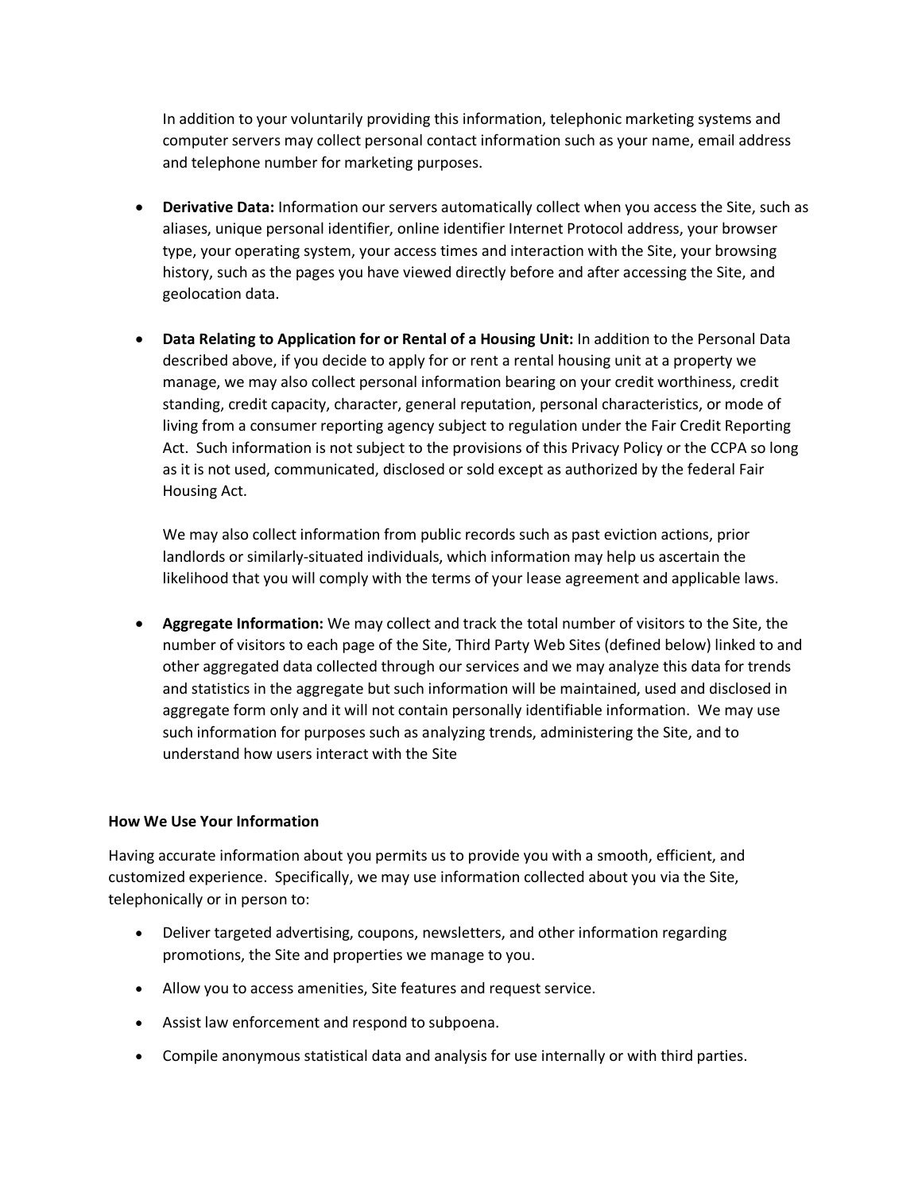In addition to your voluntarily providing this information, telephonic marketing systems and computer servers may collect personal contact information such as your name, email address and telephone number for marketing purposes.

- **Derivative Data:** Information our servers automatically collect when you access the Site, such as aliases, unique personal identifier, online identifier Internet Protocol address, your browser type, your operating system, your access times and interaction with the Site, your browsing history, such as the pages you have viewed directly before and after accessing the Site, and geolocation data.

- **Data Relating to Application for or Rental of a Housing Unit:** In addition to the Personal Data described above, if you decide to apply for or rent a rental housing unit at a property we manage, we may also collect personal information bearing on your credit worthiness, credit standing, credit capacity, character, general reputation, personal characteristics, or mode of living from a consumer reporting agency subject to regulation under the Fair Credit Reporting Act. Such information is not subject to the provisions of this Privacy Policy or the CCPA so long as it is not used, communicated, disclosed or sold except as authorized by the federal Fair Housing Act.

  We may also collect information from public records such as past eviction actions, prior landlords or similarly-situated individuals, which information may help us ascertain the likelihood that you will comply with the terms of your lease agreement and applicable laws.

- **Aggregate Information:** We may collect and track the total number of visitors to the Site, the number of visitors to each page of the Site, Third Party Web Sites (defined below) linked to and other aggregated data collected through our services and we may analyze this data for trends and statistics in the aggregate but such information will be maintained, used and disclosed in aggregate form only and it will not contain personally identifiable information. We may use such information for purposes such as analyzing trends, administering the Site, and to understand how users interact with the Site

**How We Use Your Information**

Having accurate information about you permits us to provide you with a smooth, efficient, and customized experience. Specifically, we may use information collected about you via the Site, telephonically or in person to:

- Deliver targeted advertising, coupons, newsletters, and other information regarding promotions, the Site and properties we manage to you.
- Allow you to access amenities, Site features and request service.
- Assist law enforcement and respond to subpoena.
- Compile anonymous statistical data and analysis for use internally or with third parties.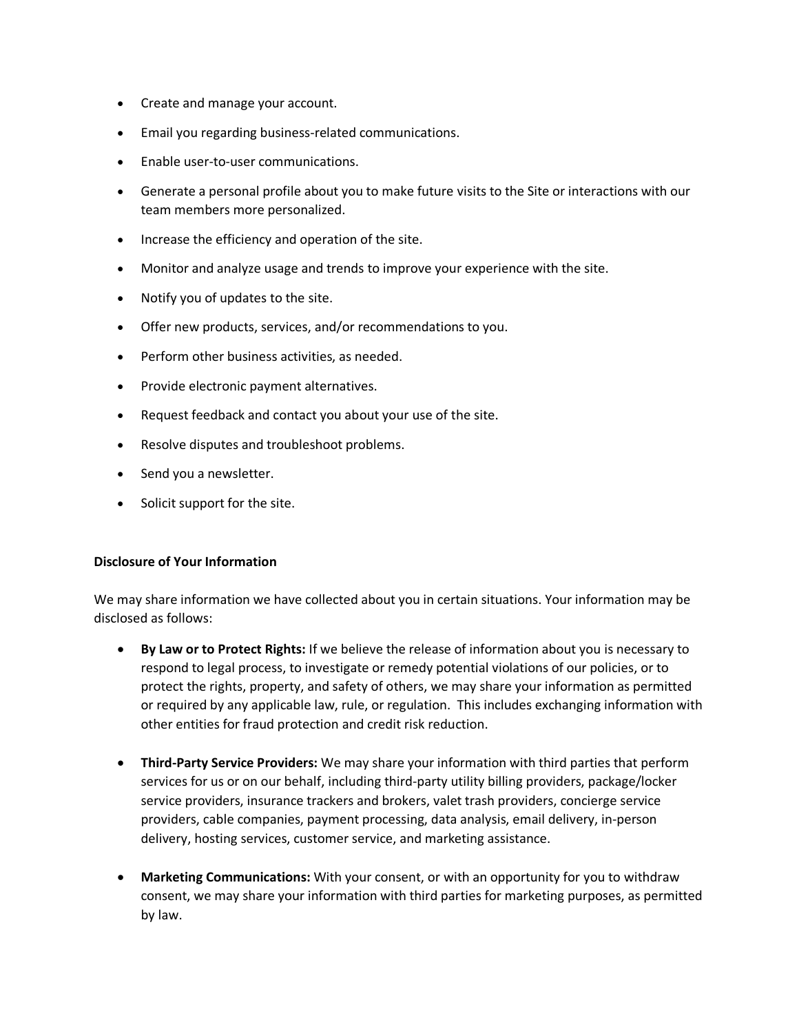- Create and manage your account.
- Email you regarding business-related communications.
- Enable user-to-user communications.
- Generate a personal profile about you to make future visits to the Site or interactions with our team members more personalized.
- Increase the efficiency and operation of the site.
- Monitor and analyze usage and trends to improve your experience with the site.
- Notify you of updates to the site.
- Offer new products, services, and/or recommendations to you.
- Perform other business activities, as needed.
- Provide electronic payment alternatives.
- Request feedback and contact you about your use of the site.
- Resolve disputes and troubleshoot problems.
- Send you a newsletter.
- Solicit support for the site.

**Disclosure of Your Information**

We may share information we have collected about you in certain situations. Your information may be disclosed as follows:

- **By Law or to Protect Rights:** If we believe the release of information about you is necessary to respond to legal process, to investigate or remedy potential violations of our policies, or to protect the rights, property, and safety of others, we may share your information as permitted or required by any applicable law, rule, or regulation. This includes exchanging information with other entities for fraud protection and credit risk reduction.

- **Third-Party Service Providers:** We may share your information with third parties that perform services for us or on our behalf, including third-party utility billing providers, package/locker service providers, insurance trackers and brokers, valet trash providers, concierge service providers, cable companies, payment processing, data analysis, email delivery, in-person delivery, hosting services, customer service, and marketing assistance.

- **Marketing Communications:** With your consent, or with an opportunity for you to withdraw consent, we may share your information with third parties for marketing purposes, as permitted by law.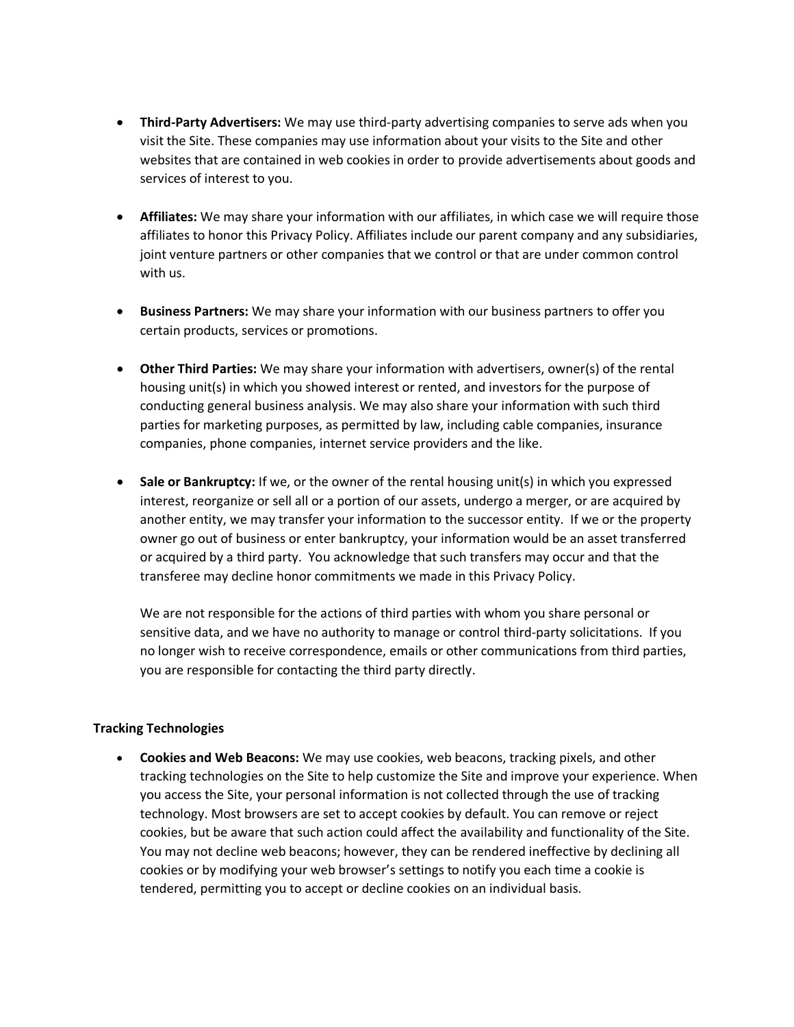- **Third-Party Advertisers:** We may use third-party advertising companies to serve ads when you visit the Site. These companies may use information about your visits to the Site and other websites that are contained in web cookies in order to provide advertisements about goods and services of interest to you.

- **Affiliates:** We may share your information with our affiliates, in which case we will require those affiliates to honor this Privacy Policy. Affiliates include our parent company and any subsidiaries, joint venture partners or other companies that we control or that are under common control with us.

- **Business Partners:** We may share your information with our business partners to offer you certain products, services or promotions.

- **Other Third Parties:** We may share your information with advertisers, owner(s) of the rental housing unit(s) in which you showed interest or rented, and investors for the purpose of conducting general business analysis. We may also share your information with such third parties for marketing purposes, as permitted by law, including cable companies, insurance companies, phone companies, internet service providers and the like.

- **Sale or Bankruptcy:** If we, or the owner of the rental housing unit(s) in which you expressed interest, reorganize or sell all or a portion of our assets, undergo a merger, or are acquired by another entity, we may transfer your information to the successor entity. If we or the property owner go out of business or enter bankruptcy, your information would be an asset transferred or acquired by a third party. You acknowledge that such transfers may occur and that the transferee may decline honor commitments we made in this Privacy Policy.

  We are not responsible for the actions of third parties with whom you share personal or sensitive data, and we have no authority to manage or control third-party solicitations. If you no longer wish to receive correspondence, emails or other communications from third parties, you are responsible for contacting the third party directly.

**Tracking Technologies**

- **Cookies and Web Beacons:** We may use cookies, web beacons, tracking pixels, and other tracking technologies on the Site to help customize the Site and improve your experience. When you access the Site, your personal information is not collected through the use of tracking technology. Most browsers are set to accept cookies by default. You can remove or reject cookies, but be aware that such action could affect the availability and functionality of the Site. You may not decline web beacons; however, they can be rendered ineffective by declining all cookies or by modifying your web browser's settings to notify you each time a cookie is tendered, permitting you to accept or decline cookies on an individual basis.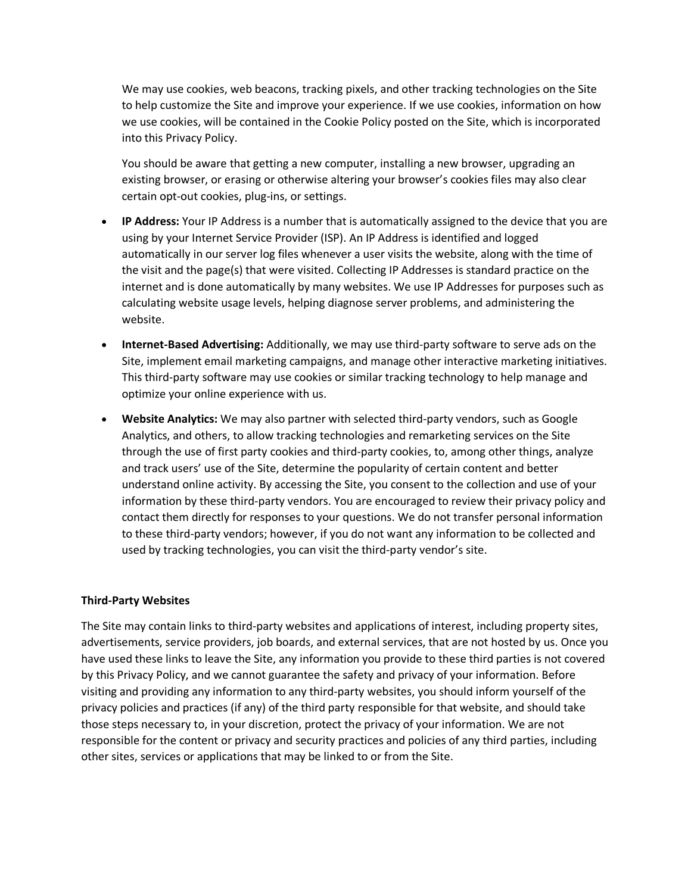We may use cookies, web beacons, tracking pixels, and other tracking technologies on the Site to help customize the Site and improve your experience. If we use cookies, information on how we use cookies, will be contained in the Cookie Policy posted on the Site, which is incorporated into this Privacy Policy.

You should be aware that getting a new computer, installing a new browser, upgrading an existing browser, or erasing or otherwise altering your browser's cookies files may also clear certain opt-out cookies, plug-ins, or settings.

- **IP Address:** Your IP Address is a number that is automatically assigned to the device that you are using by your Internet Service Provider (ISP). An IP Address is identified and logged automatically in our server log files whenever a user visits the website, along with the time of the visit and the page(s) that were visited. Collecting IP Addresses is standard practice on the internet and is done automatically by many websites. We use IP Addresses for purposes such as calculating website usage levels, helping diagnose server problems, and administering the website.
- **Internet-Based Advertising:** Additionally, we may use third-party software to serve ads on the Site, implement email marketing campaigns, and manage other interactive marketing initiatives. This third-party software may use cookies or similar tracking technology to help manage and optimize your online experience with us.
- **Website Analytics:** We may also partner with selected third-party vendors, such as Google Analytics, and others, to allow tracking technologies and remarketing services on the Site through the use of first party cookies and third-party cookies, to, among other things, analyze and track users' use of the Site, determine the popularity of certain content and better understand online activity. By accessing the Site, you consent to the collection and use of your information by these third-party vendors. You are encouraged to review their privacy policy and contact them directly for responses to your questions. We do not transfer personal information to these third-party vendors; however, if you do not want any information to be collected and used by tracking technologies, you can visit the third-party vendor's site.

**Third-Party Websites**

The Site may contain links to third-party websites and applications of interest, including property sites, advertisements, service providers, job boards, and external services, that are not hosted by us. Once you have used these links to leave the Site, any information you provide to these third parties is not covered by this Privacy Policy, and we cannot guarantee the safety and privacy of your information. Before visiting and providing any information to any third-party websites, you should inform yourself of the privacy policies and practices (if any) of the third party responsible for that website, and should take those steps necessary to, in your discretion, protect the privacy of your information. We are not responsible for the content or privacy and security practices and policies of any third parties, including other sites, services or applications that may be linked to or from the Site.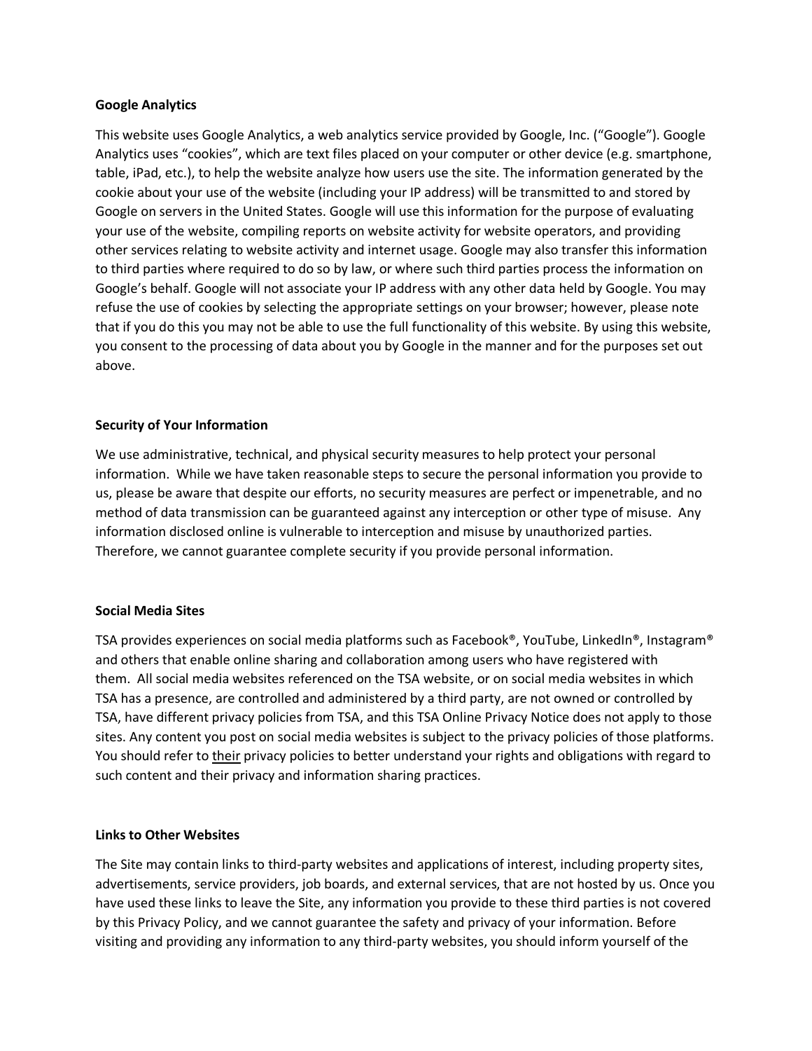**Google Analytics**

This website uses Google Analytics, a web analytics service provided by Google, Inc. ("Google"). Google Analytics uses "cookies", which are text files placed on your computer or other device (e.g. smartphone, table, iPad, etc.), to help the website analyze how users use the site. The information generated by the cookie about your use of the website (including your IP address) will be transmitted to and stored by Google on servers in the United States. Google will use this information for the purpose of evaluating your use of the website, compiling reports on website activity for website operators, and providing other services relating to website activity and internet usage. Google may also transfer this information to third parties where required to do so by law, or where such third parties process the information on Google's behalf. Google will not associate your IP address with any other data held by Google. You may refuse the use of cookies by selecting the appropriate settings on your browser; however, please note that if you do this you may not be able to use the full functionality of this website. By using this website, you consent to the processing of data about you by Google in the manner and for the purposes set out above.

**Security of Your Information**

We use administrative, technical, and physical security measures to help protect your personal information. While we have taken reasonable steps to secure the personal information you provide to us, please be aware that despite our efforts, no security measures are perfect or impenetrable, and no method of data transmission can be guaranteed against any interception or other type of misuse. Any information disclosed online is vulnerable to interception and misuse by unauthorized parties. Therefore, we cannot guarantee complete security if you provide personal information.

**Social Media Sites**

TSA provides experiences on social media platforms such as Facebook®, YouTube, LinkedIn®, Instagram® and others that enable online sharing and collaboration among users who have registered with them. All social media websites referenced on the TSA website, or on social media websites in which TSA has a presence, are controlled and administered by a third party, are not owned or controlled by TSA, have different privacy policies from TSA, and this TSA Online Privacy Notice does not apply to those sites. Any content you post on social media websites is subject to the privacy policies of those platforms. You should refer to <u>their</u> privacy policies to better understand your rights and obligations with regard to such content and their privacy and information sharing practices.

**Links to Other Websites**

The Site may contain links to third-party websites and applications of interest, including property sites, advertisements, service providers, job boards, and external services, that are not hosted by us. Once you have used these links to leave the Site, any information you provide to these third parties is not covered by this Privacy Policy, and we cannot guarantee the safety and privacy of your information. Before visiting and providing any information to any third-party websites, you should inform yourself of the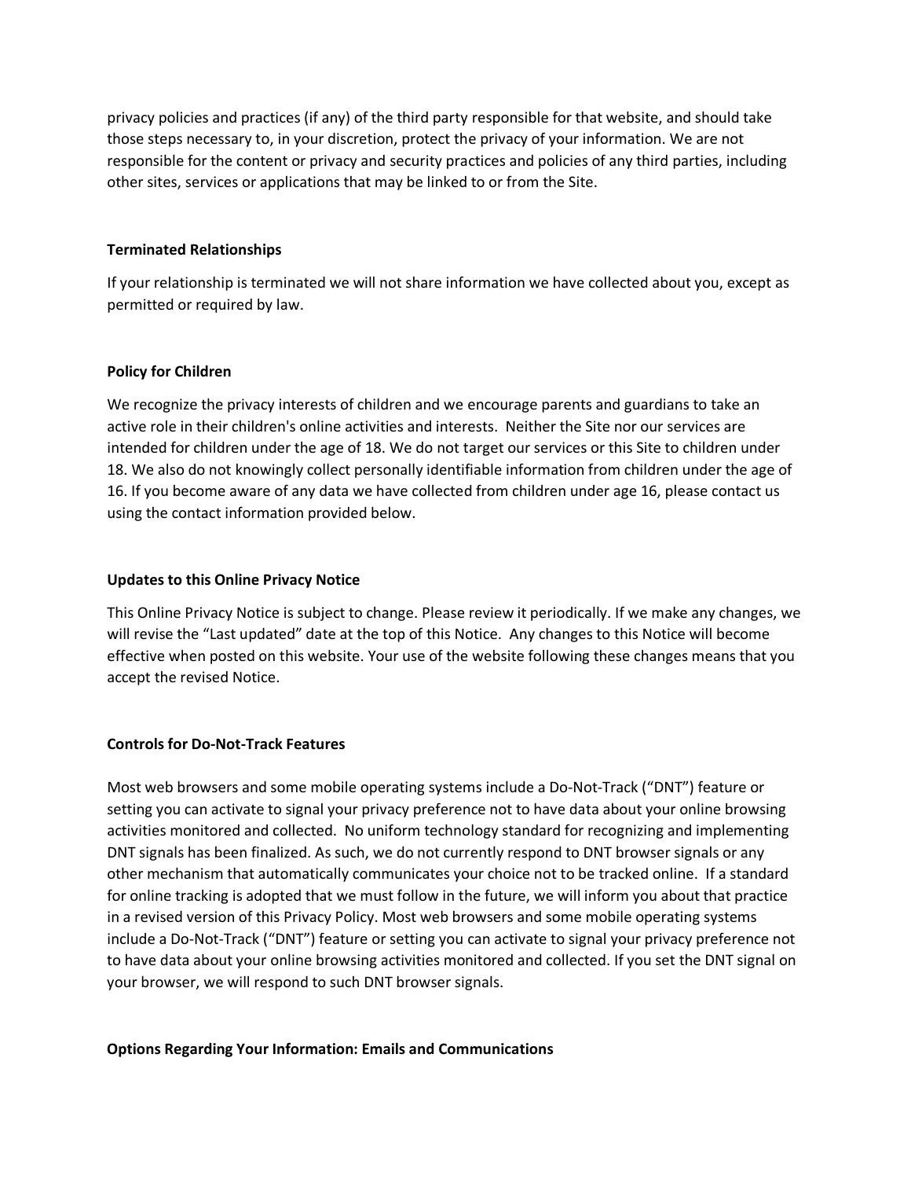privacy policies and practices (if any) of the third party responsible for that website, and should take those steps necessary to, in your discretion, protect the privacy of your information. We are not responsible for the content or privacy and security practices and policies of any third parties, including other sites, services or applications that may be linked to or from the Site.

**Terminated Relationships**

If your relationship is terminated we will not share information we have collected about you, except as permitted or required by law.

**Policy for Children**

We recognize the privacy interests of children and we encourage parents and guardians to take an active role in their children's online activities and interests. Neither the Site nor our services are intended for children under the age of 18. We do not target our services or this Site to children under 18. We also do not knowingly collect personally identifiable information from children under the age of 16. If you become aware of any data we have collected from children under age 16, please contact us using the contact information provided below.

**Updates to this Online Privacy Notice**

This Online Privacy Notice is subject to change. Please review it periodically. If we make any changes, we will revise the "Last updated" date at the top of this Notice. Any changes to this Notice will become effective when posted on this website. Your use of the website following these changes means that you accept the revised Notice.

**Controls for Do-Not-Track Features**

Most web browsers and some mobile operating systems include a Do-Not-Track ("DNT") feature or setting you can activate to signal your privacy preference not to have data about your online browsing activities monitored and collected. No uniform technology standard for recognizing and implementing DNT signals has been finalized. As such, we do not currently respond to DNT browser signals or any other mechanism that automatically communicates your choice not to be tracked online. If a standard for online tracking is adopted that we must follow in the future, we will inform you about that practice in a revised version of this Privacy Policy. Most web browsers and some mobile operating systems include a Do-Not-Track ("DNT") feature or setting you can activate to signal your privacy preference not to have data about your online browsing activities monitored and collected. If you set the DNT signal on your browser, we will respond to such DNT browser signals.

**Options Regarding Your Information: Emails and Communications**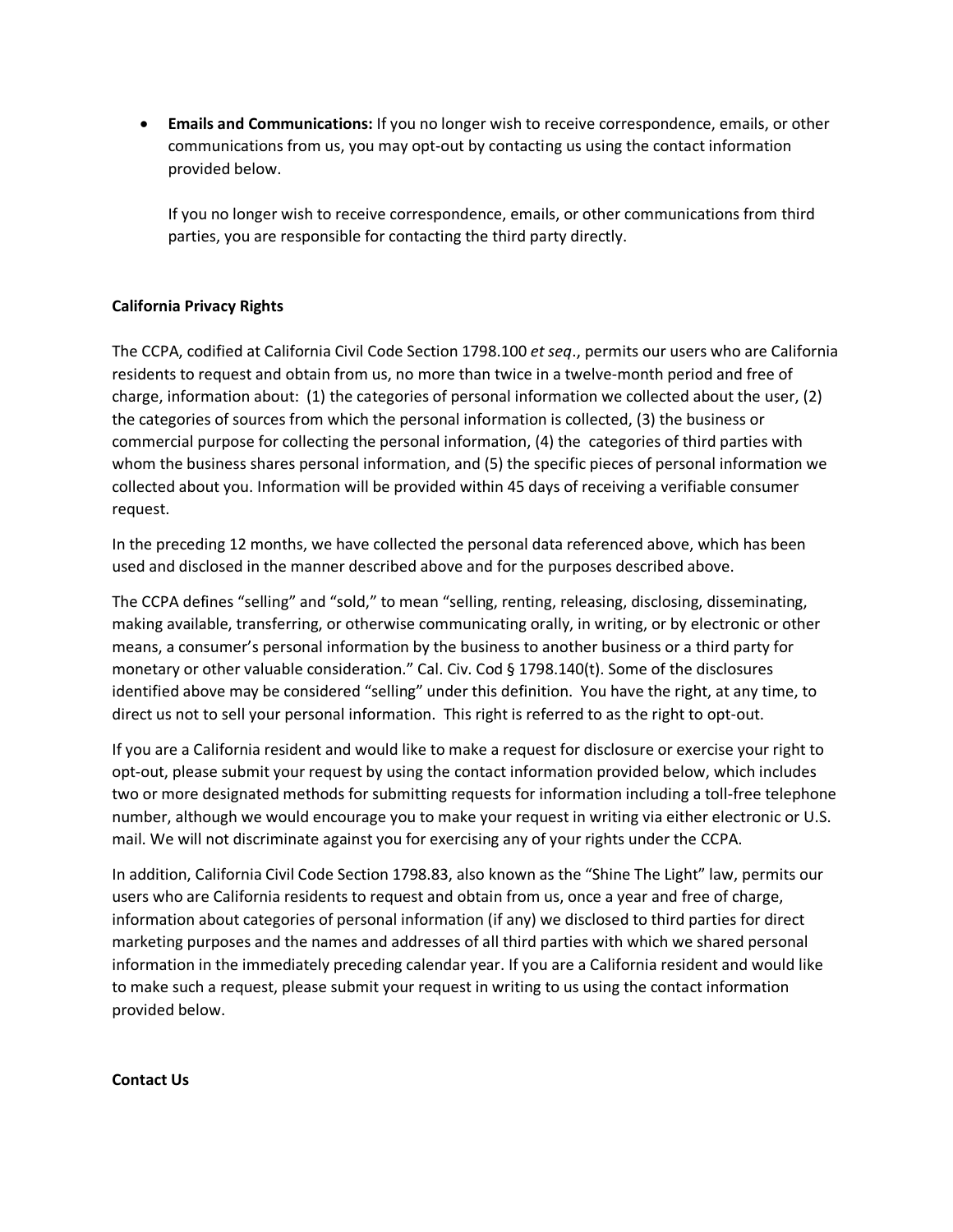- **Emails and Communications:** If you no longer wish to receive correspondence, emails, or other communications from us, you may opt-out by contacting us using the contact information provided below.

  If you no longer wish to receive correspondence, emails, or other communications from third parties, you are responsible for contacting the third party directly.

**California Privacy Rights**

The CCPA, codified at California Civil Code Section 1798.100 *et seq*., permits our users who are California residents to request and obtain from us, no more than twice in a twelve-month period and free of charge, information about: (1) the categories of personal information we collected about the user, (2) the categories of sources from which the personal information is collected, (3) the business or commercial purpose for collecting the personal information, (4) the categories of third parties with whom the business shares personal information, and (5) the specific pieces of personal information we collected about you. Information will be provided within 45 days of receiving a verifiable consumer request.

In the preceding 12 months, we have collected the personal data referenced above, which has been used and disclosed in the manner described above and for the purposes described above.

The CCPA defines "selling" and "sold," to mean "selling, renting, releasing, disclosing, disseminating, making available, transferring, or otherwise communicating orally, in writing, or by electronic or other means, a consumer's personal information by the business to another business or a third party for monetary or other valuable consideration." Cal. Civ. Cod § 1798.140(t). Some of the disclosures identified above may be considered "selling" under this definition. You have the right, at any time, to direct us not to sell your personal information. This right is referred to as the right to opt-out.

If you are a California resident and would like to make a request for disclosure or exercise your right to opt-out, please submit your request by using the contact information provided below, which includes two or more designated methods for submitting requests for information including a toll-free telephone number, although we would encourage you to make your request in writing via either electronic or U.S. mail. We will not discriminate against you for exercising any of your rights under the CCPA.

In addition, California Civil Code Section 1798.83, also known as the "Shine The Light" law, permits our users who are California residents to request and obtain from us, once a year and free of charge, information about categories of personal information (if any) we disclosed to third parties for direct marketing purposes and the names and addresses of all third parties with which we shared personal information in the immediately preceding calendar year. If you are a California resident and would like to make such a request, please submit your request in writing to us using the contact information provided below.

**Contact Us**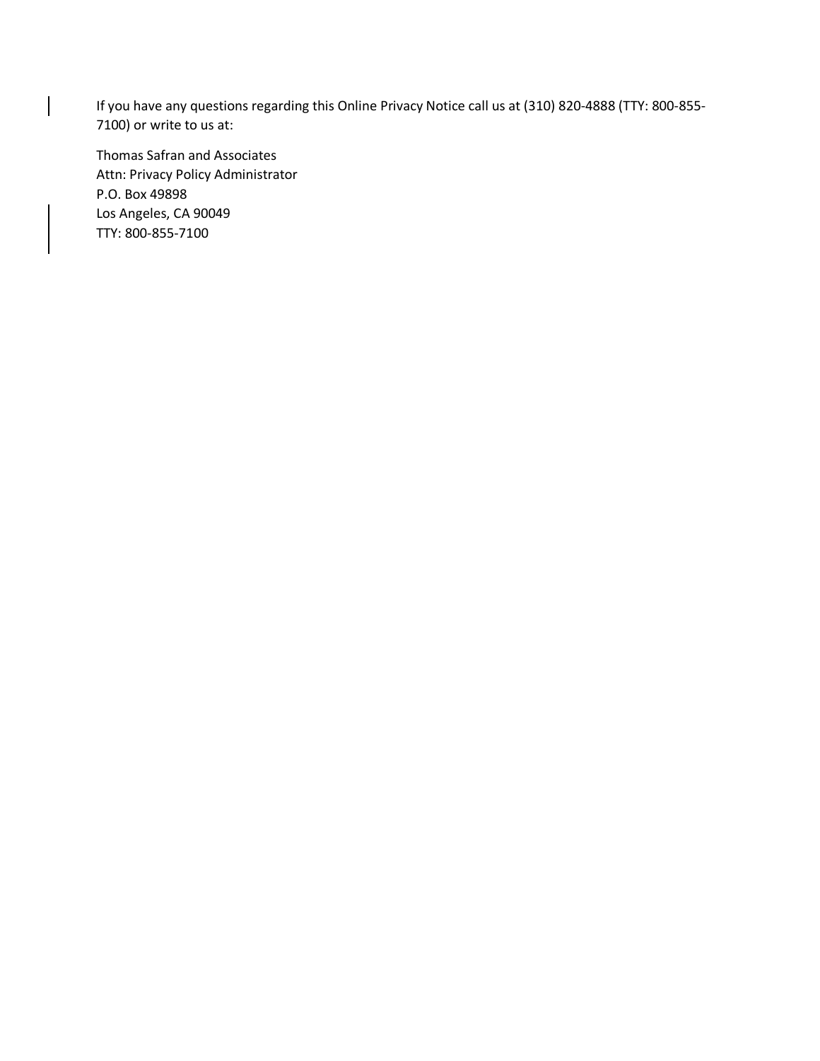If you have any questions regarding this Online Privacy Notice call us at (310) 820-4888 (TTY: 800-855-7100) or write to us at:

Thomas Safran and Associates
Attn: Privacy Policy Administrator
P.O. Box 49898
Los Angeles, CA 90049
TTY: 800-855-7100